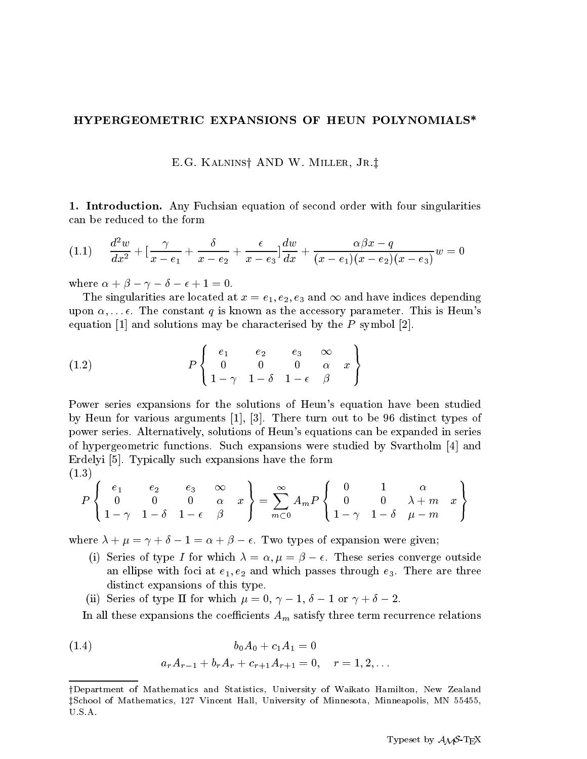# HYPERGEOMETRIC EXPANSIONS OF HEUN POLYNOMIALS*

E.G. Kalnins† AND W. Miller, Jr.‡

**1. Introduction.** Any Fuchsian equation of second order with four singularities can be reduced to the form

$$\frac{d^2w}{dx^2} + \left[\frac{\gamma}{x-e_1} + \frac{\delta}{x-e_2} + \frac{\epsilon}{x-e_3}\right]\frac{dw}{dx} + \frac{\alpha\beta x - q}{(x-e_1)(x-e_2)(x-e_3)}w = 0 \tag{1.1}$$

where $\alpha + \beta - \gamma - \delta - \epsilon + 1 = 0$.

The singularities are located at $x = e_1, e_2, e_3$ and $\infty$ and have indices depending upon $\alpha, \dots \epsilon$. The constant $q$ is known as the accessory parameter. This is Heun's equation [1] and solutions may be characterised by the $P$ symbol [2].

$$P\begin{Bmatrix} e_1 & e_2 & e_3 & \infty & \\ 0 & 0 & 0 & \alpha & x \\ 1-\gamma & 1-\delta & 1-\epsilon & \beta & \end{Bmatrix} \tag{1.2}$$

Power series expansions for the solutions of Heun's equation have been studied by Heun for various arguments [1], [3]. There turn out to be 96 distinct types of power series. Alternatively, solutions of Heun's equations can be expanded in series of hypergeometric functions. Such expansions were studied by Svartholm [4] and Erdelyi [5]. Typically such expansions have the form

$$P\begin{Bmatrix} e_1 & e_2 & e_3 & \infty & \\ 0 & 0 & 0 & \alpha & x \\ 1-\gamma & 1-\delta & 1-\epsilon & \beta & \end{Bmatrix} = \sum_{m \subset 0}^{\infty} A_m P\begin{Bmatrix} 0 & 1 & \alpha & \\ 0 & 0 & \lambda+m & x \\ 1-\gamma & 1-\delta & \mu-m & \end{Bmatrix} \tag{1.3}$$

where $\lambda + \mu = \gamma + \delta - 1 = \alpha + \beta - \epsilon$. Two types of expansion were given;

(i) Series of type $I$ for which $\lambda = \alpha, \mu = \beta - \epsilon$. These series converge outside an ellipse with foci at $e_1, e_2$ and which passes through $e_3$. There are three distinct expansions of this type.

(ii) Series of type II for which $\mu = 0$, $\gamma - 1$, $\delta - 1$ or $\gamma + \delta - 2$.

In all these expansions the coefficients $A_m$ satisfy three term recurrence relations

$$\begin{aligned} &b_0 A_0 + c_1 A_1 = 0 \\ &a_r A_{r-1} + b_r A_r + c_{r+1} A_{r+1} = 0, \quad r = 1, 2, \dots \end{aligned} \tag{1.4}$$

†Department of Mathematics and Statistics, University of Waikato Hamilton, New Zealand
‡School of Mathematics, 127 Vincent Hall, University of Minnesota, Minneapolis, MN 55455, U.S.A.

Typeset by $\mathcal{A}_{\mathcal{M}}\mathcal{S}$-TEX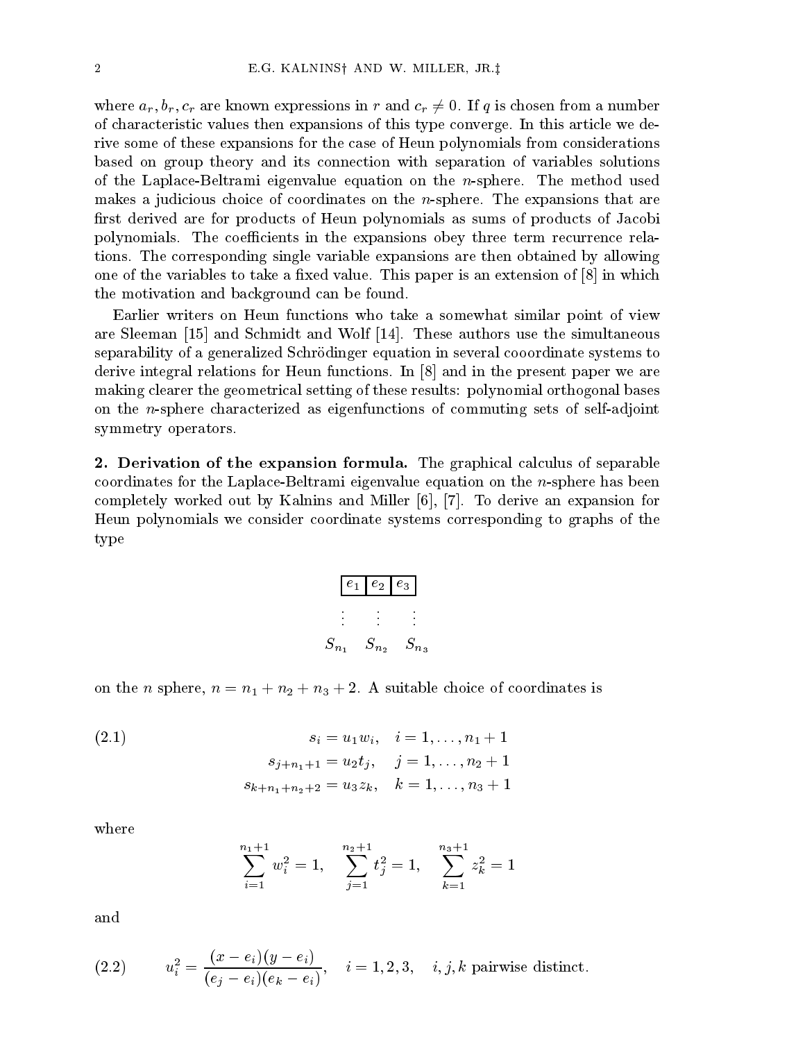where $a_r, b_r, c_r$ are known expressions in $r$ and $c_r \neq 0$. If $q$ is chosen from a number of characteristic values then expansions of this type converge. In this article we derive some of these expansions for the case of Heun polynomials from considerations based on group theory and its connection with separation of variables solutions of the Laplace-Beltrami eigenvalue equation on the $n$-sphere. The method used makes a judicious choice of coordinates on the $n$-sphere. The expansions that are first derived are for products of Heun polynomials as sums of products of Jacobi polynomials. The coefficients in the expansions obey three term recurrence relations. The corresponding single variable expansions are then obtained by allowing one of the variables to take a fixed value. This paper is an extension of [8] in which the motivation and background can be found.

Earlier writers on Heun functions who take a somewhat similar point of view are Sleeman [15] and Schmidt and Wolf [14]. These authors use the simultaneous separability of a generalized Schrödinger equation in several cooordinate systems to derive integral relations for Heun functions. In [8] and in the present paper we are making clearer the geometrical setting of these results: polynomial orthogonal bases on the $n$-sphere characterized as eigenfunctions of commuting sets of self-adjoint symmetry operators.

**2. Derivation of the expansion formula.** The graphical calculus of separable coordinates for the Laplace-Beltrami eigenvalue equation on the $n$-sphere has been completely worked out by Kalnins and Miller [6], [7]. To derive an expansion for Heun polynomials we consider coordinate systems corresponding to graphs of the type

$$\begin{array}{ccc} \boxed{e_1} & \boxed{e_2} & \boxed{e_3} \\ \vdots & \vdots & \vdots \\ S_{n_1} & S_{n_2} & S_{n_3} \end{array}$$

on the $n$ sphere, $n = n_1 + n_2 + n_3 + 2$. A suitable choice of coordinates is

$$\begin{aligned} s_i &= u_1 w_i, \quad i = 1, \ldots, n_1 + 1 \\ s_{j+n_1+1} &= u_2 t_j, \quad j = 1, \ldots, n_2 + 1 \\ s_{k+n_1+n_2+2} &= u_3 z_k, \quad k = 1, \ldots, n_3 + 1 \end{aligned} \tag{2.1}$$

where

$$\sum_{i=1}^{n_1+1} w_i^2 = 1, \quad \sum_{j=1}^{n_2+1} t_j^2 = 1, \quad \sum_{k=1}^{n_3+1} z_k^2 = 1$$

and

$$u_i^2 = \frac{(x - e_i)(y - e_i)}{(e_j - e_i)(e_k - e_i)}, \quad i = 1, 2, 3, \quad i, j, k \text{ pairwise distinct.} \tag{2.2}$$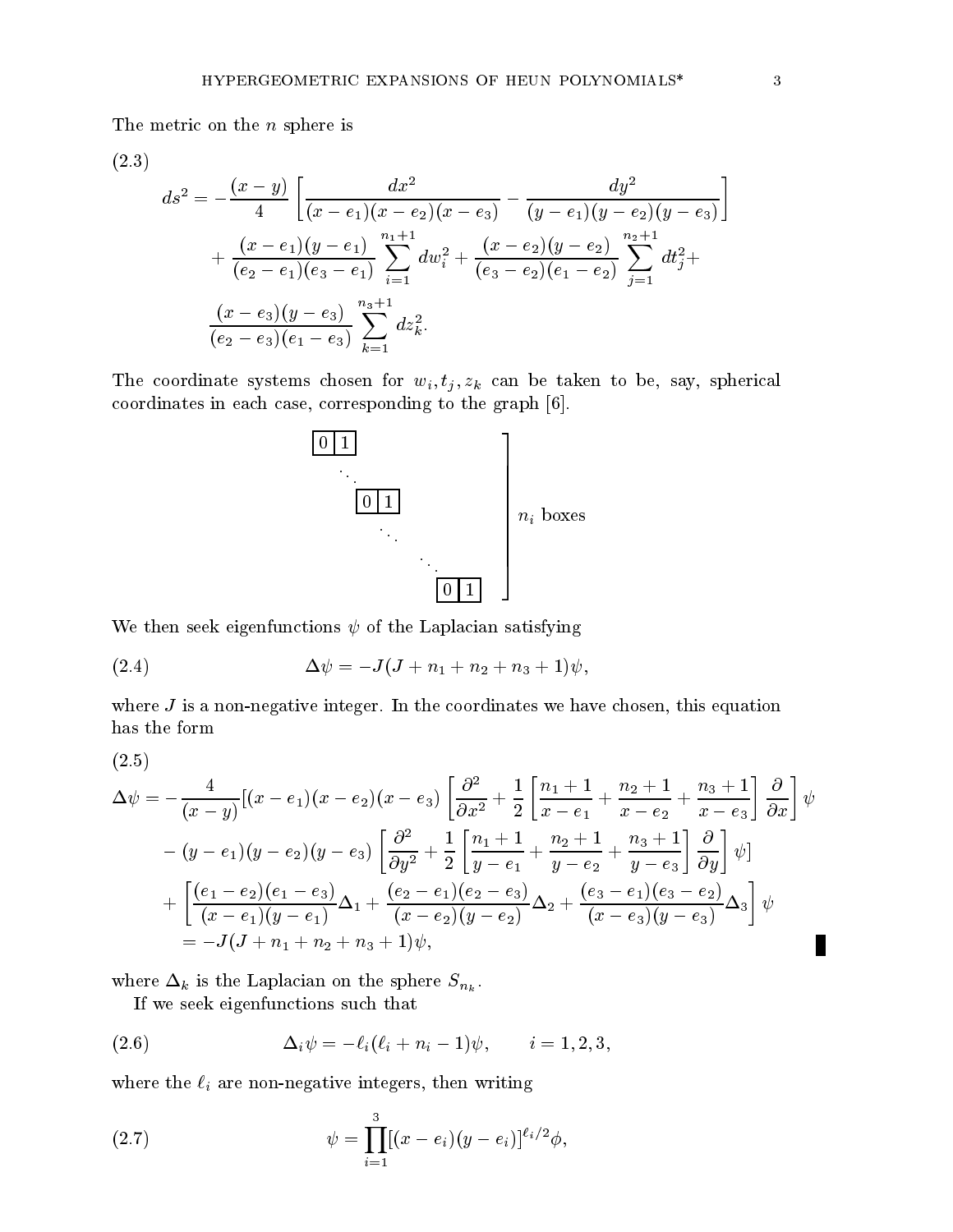The metric on the $n$ sphere is

(2.3)

$$ds^2 = -\frac{(x-y)}{4}\left[\frac{dx^2}{(x-e_1)(x-e_2)(x-e_3)} - \frac{dy^2}{(y-e_1)(y-e_2)(y-e_3)}\right] + \frac{(x-e_1)(y-e_1)}{(e_2-e_1)(e_3-e_1)}\sum_{i=1}^{n_1+1} dw_i^2 + \frac{(x-e_2)(y-e_2)}{(e_3-e_2)(e_1-e_2)}\sum_{j=1}^{n_2+1} dt_j^2 + \frac{(x-e_3)(y-e_3)}{(e_2-e_3)(e_1-e_3)}\sum_{k=1}^{n_3+1} dz_k^2.$$

The coordinate systems chosen for $w_i, t_j, z_k$ can be taken to be, say, spherical coordinates in each case, corresponding to the graph [6].

$$\begin{array}{l}\boxed{0\,|\,1}\\ \quad\ddots\\ \qquad\boxed{0\,|\,1}\\ \qquad\quad\ddots\\ \qquad\qquad\ddots\\ \qquad\qquad\quad\boxed{0\,|\,1}\end{array}\left.\vphantom{\begin{array}{l}1\\1\\1\\1\\1\\1\end{array}}\right]\ n_i \text{ boxes}$$

We then seek eigenfunctions $\psi$ of the Laplacian satisfying

$$\Delta\psi = -J(J+n_1+n_2+n_3+1)\psi, \tag{2.4}$$

where $J$ is a non-negative integer. In the coordinates we have chosen, this equation has the form

(2.5)

$$\begin{aligned}\Delta\psi = &-\frac{4}{(x-y)}[(x-e_1)(x-e_2)(x-e_3)\left[\frac{\partial^2}{\partial x^2} + \frac{1}{2}\left[\frac{n_1+1}{x-e_1} + \frac{n_2+1}{x-e_2} + \frac{n_3+1}{x-e_3}\right]\frac{\partial}{\partial x}\right]\psi \\ &-(y-e_1)(y-e_2)(y-e_3)\left[\frac{\partial^2}{\partial y^2} + \frac{1}{2}\left[\frac{n_1+1}{y-e_1} + \frac{n_2+1}{y-e_2} + \frac{n_3+1}{y-e_3}\right]\frac{\partial}{\partial y}\right]\psi] \\ &+\left[\frac{(e_1-e_2)(e_1-e_3)}{(x-e_1)(y-e_1)}\Delta_1 + \frac{(e_2-e_1)(e_2-e_3)}{(x-e_2)(y-e_2)}\Delta_2 + \frac{(e_3-e_1)(e_3-e_2)}{(x-e_3)(y-e_3)}\Delta_3\right]\psi \\ &= -J(J+n_1+n_2+n_3+1)\psi,\end{aligned}$$

where $\Delta_k$ is the Laplacian on the sphere $S_{n_k}$.

If we seek eigenfunctions such that

$$\Delta_i\psi = -\ell_i(\ell_i+n_i-1)\psi, \qquad i=1,2,3, \tag{2.6}$$

where the $\ell_i$ are non-negative integers, then writing

$$\psi = \prod_{i=1}^{3}[(x-e_i)(y-e_i)]^{\ell_i/2}\phi, \tag{2.7}$$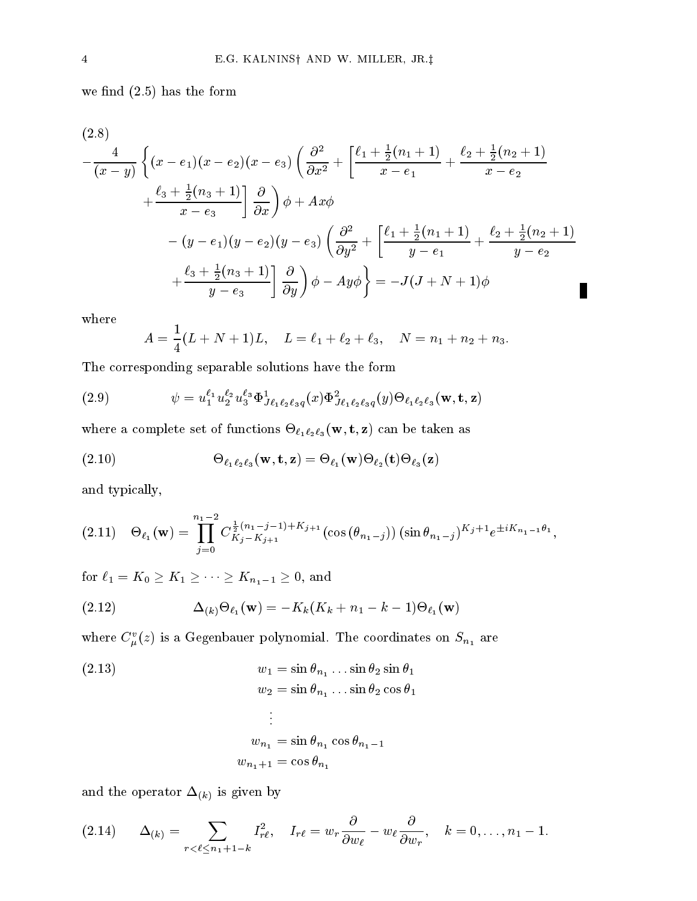we find (2.5) has the form

$$
\begin{aligned}
(2.8)\quad & -\frac{4}{(x-y)}\left\{(x-e_1)(x-e_2)(x-e_3)\left(\frac{\partial^2}{\partial x^2}+\left[\frac{\ell_1+\frac{1}{2}(n_1+1)}{x-e_1}+\frac{\ell_2+\frac{1}{2}(n_2+1)}{x-e_2}\right.\right.\right.\\
&\qquad \left.\left.+\frac{\ell_3+\frac{1}{2}(n_3+1)}{x-e_3}\right]\frac{\partial}{\partial x}\right)\phi + Ax\phi\\
&\qquad\quad -(y-e_1)(y-e_2)(y-e_3)\left(\frac{\partial^2}{\partial y^2}+\left[\frac{\ell_1+\frac{1}{2}(n_1+1)}{y-e_1}+\frac{\ell_2+\frac{1}{2}(n_2+1)}{y-e_2}\right.\right.\\
&\qquad \left.\left.\left.+\frac{\ell_3+\frac{1}{2}(n_3+1)}{y-e_3}\right]\frac{\partial}{\partial y}\right)\phi - Ay\phi\right\} = -J(J+N+1)\phi
\end{aligned}
$$

where

$$
A = \frac{1}{4}(L+N+1)L, \quad L = \ell_1+\ell_2+\ell_3, \quad N = n_1+n_2+n_3.
$$

The corresponding separable solutions have the form

$$
(2.9)\qquad \psi = u_1^{\ell_1}u_2^{\ell_2}u_3^{\ell_3}\Phi^1_{J\ell_1\ell_2\ell_3 q}(x)\Phi^2_{J\ell_1\ell_2\ell_3 q}(y)\Theta_{\ell_1\ell_2\ell_3}(\mathbf{w},\mathbf{t},\mathbf{z})
$$

where a complete set of functions $\Theta_{\ell_1\ell_2\ell_3}(\mathbf{w},\mathbf{t},\mathbf{z})$ can be taken as

$$
(2.10)\qquad \Theta_{\ell_1\ell_2\ell_3}(\mathbf{w},\mathbf{t},\mathbf{z}) = \Theta_{\ell_1}(\mathbf{w})\Theta_{\ell_2}(\mathbf{t})\Theta_{\ell_3}(\mathbf{z})
$$

and typically,

$$
(2.11)\quad \Theta_{\ell_1}(\mathbf{w}) = \prod_{j=0}^{n_1-2} C^{\frac{1}{2}(n_1-j-1)+K_{j+1}}_{K_j-K_{j+1}}(\cos(\theta_{n_1-j}))\,(\sin\theta_{n_1-j})^{K_j+1}e^{\pm iK_{n_1-1}\theta_1},
$$

for $\ell_1 = K_0 \geq K_1 \geq \cdots \geq K_{n_1-1} \geq 0$, and

$$
(2.12)\qquad \Delta_{(k)}\Theta_{\ell_1}(\mathbf{w}) = -K_k(K_k+n_1-k-1)\Theta_{\ell_1}(\mathbf{w})
$$

where $C^v_\mu(z)$ is a Gegenbauer polynomial. The coordinates on $S_{n_1}$ are

$$
\begin{aligned}
(2.13)\qquad w_1 &= \sin\theta_{n_1}\ldots\sin\theta_2\sin\theta_1\\
w_2 &= \sin\theta_{n_1}\ldots\sin\theta_2\cos\theta_1\\
&\vdots\\
w_{n_1} &= \sin\theta_{n_1}\cos\theta_{n_1-1}\\
w_{n_1+1} &= \cos\theta_{n_1}
\end{aligned}
$$

and the operator $\Delta_{(k)}$ is given by

$$
(2.14)\qquad \Delta_{(k)} = \sum_{r<\ell\leq n_1+1-k} I^2_{r\ell}, \quad I_{r\ell} = w_r\frac{\partial}{\partial w_\ell} - w_\ell\frac{\partial}{\partial w_r}, \quad k = 0,\ldots,n_1-1.
$$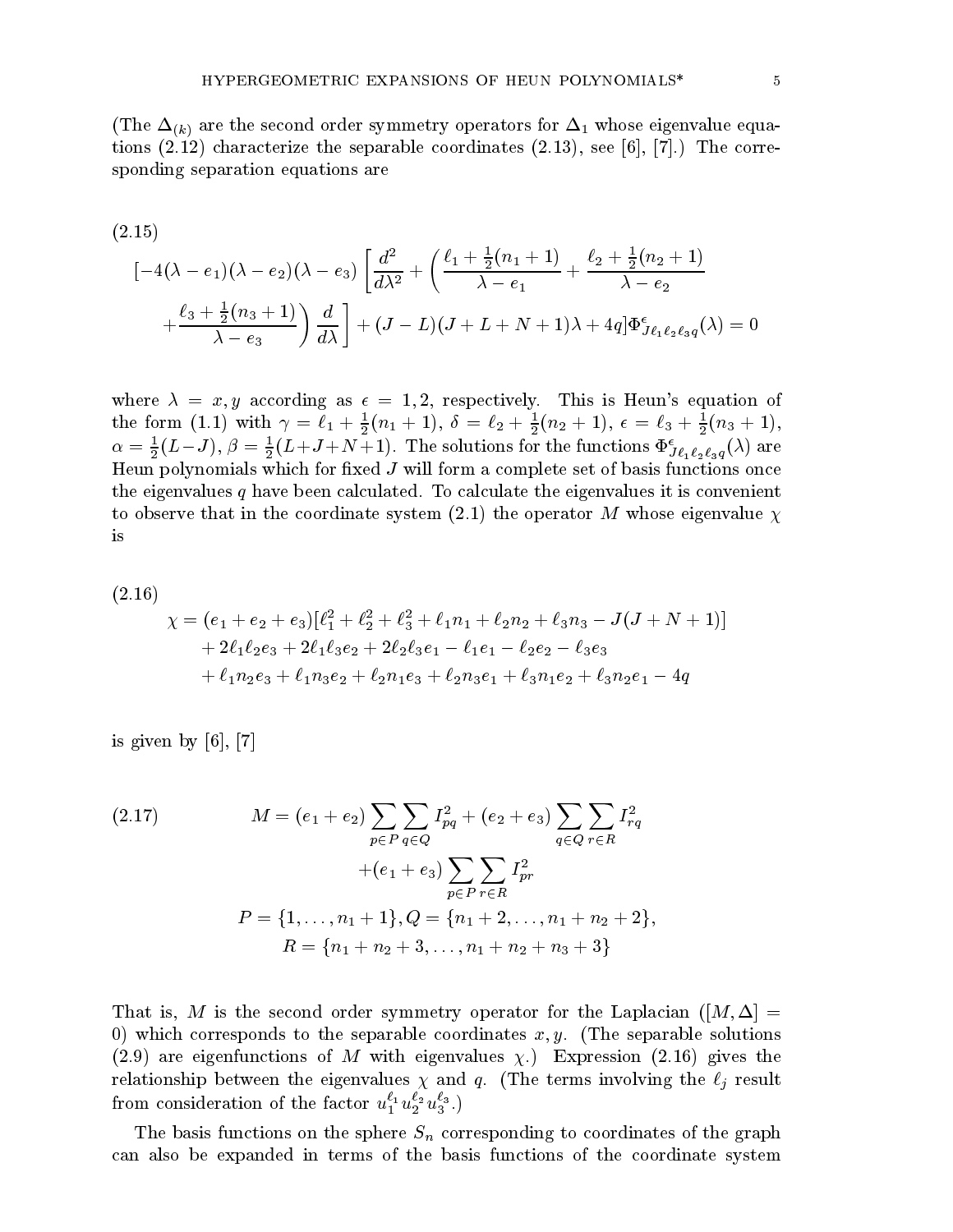(The $\Delta_{(k)}$ are the second order symmetry operators for $\Delta_1$ whose eigenvalue equations (2.12) characterize the separable coordinates (2.13), see [6], [7].) The corresponding separation equations are

(2.15)

$$
\begin{aligned}
&[-4(\lambda-e_1)(\lambda-e_2)(\lambda-e_3)\left[\frac{d^2}{d\lambda^2}+\left(\frac{\ell_1+\frac{1}{2}(n_1+1)}{\lambda-e_1}+\frac{\ell_2+\frac{1}{2}(n_2+1)}{\lambda-e_2}\right.\right.\\
&\left.\left.+\frac{\ell_3+\frac{1}{2}(n_3+1)}{\lambda-e_3}\right)\frac{d}{d\lambda}\right]+(J-L)(J+L+N+1)\lambda+4q]\Phi^{\epsilon}_{J\ell_1\ell_2\ell_3 q}(\lambda)=0
\end{aligned}
$$

where $\lambda = x, y$ according as $\epsilon = 1, 2$, respectively. This is Heun's equation of the form (1.1) with $\gamma = \ell_1 + \frac{1}{2}(n_1+1)$, $\delta = \ell_2 + \frac{1}{2}(n_2+1)$, $\epsilon = \ell_3 + \frac{1}{2}(n_3+1)$, $\alpha = \frac{1}{2}(L-J)$, $\beta = \frac{1}{2}(L+J+N+1)$. The solutions for the functions $\Phi^{\epsilon}_{J\ell_1\ell_2\ell_3 q}(\lambda)$ are Heun polynomials which for fixed $J$ will form a complete set of basis functions once the eigenvalues $q$ have been calculated. To calculate the eigenvalues it is convenient to observe that in the coordinate system (2.1) the operator $M$ whose eigenvalue $\chi$ is

(2.16)

$$
\begin{aligned}
\chi =\;& (e_1+e_2+e_3)[\ell_1^2+\ell_2^2+\ell_3^2+\ell_1 n_1+\ell_2 n_2+\ell_3 n_3-J(J+N+1)]\\
&+2\ell_1\ell_2 e_3+2\ell_1\ell_3 e_2+2\ell_2\ell_3 e_1-\ell_1 e_1-\ell_2 e_2-\ell_3 e_3\\
&+\ell_1 n_2 e_3+\ell_1 n_3 e_2+\ell_2 n_1 e_3+\ell_2 n_3 e_1+\ell_3 n_1 e_2+\ell_3 n_2 e_1-4q
\end{aligned}
$$

is given by [6], [7]

$$
\begin{aligned}
M =\;& (e_1+e_2)\sum_{p\in P}\sum_{q\in Q} I_{pq}^2+(e_2+e_3)\sum_{q\in Q}\sum_{r\in R} I_{rq}^2\\
&+(e_1+e_3)\sum_{p\in P}\sum_{r\in R} I_{pr}^2\\
&P=\{1,\ldots,n_1+1\},\ Q=\{n_1+2,\ldots,n_1+n_2+2\},\\
&R=\{n_1+n_2+3,\ldots,n_1+n_2+n_3+3\}
\end{aligned}
\tag{2.17}
$$

That is, $M$ is the second order symmetry operator for the Laplacian ($[M,\Delta] = 0$) which corresponds to the separable coordinates $x, y$. (The separable solutions (2.9) are eigenfunctions of $M$ with eigenvalues $\chi$.) Expression (2.16) gives the relationship between the eigenvalues $\chi$ and $q$. (The terms involving the $\ell_j$ result from consideration of the factor $u_1^{\ell_1}u_2^{\ell_2}u_3^{\ell_3}$.)

The basis functions on the sphere $S_n$ corresponding to coordinates of the graph can also be expanded in terms of the basis functions of the coordinate system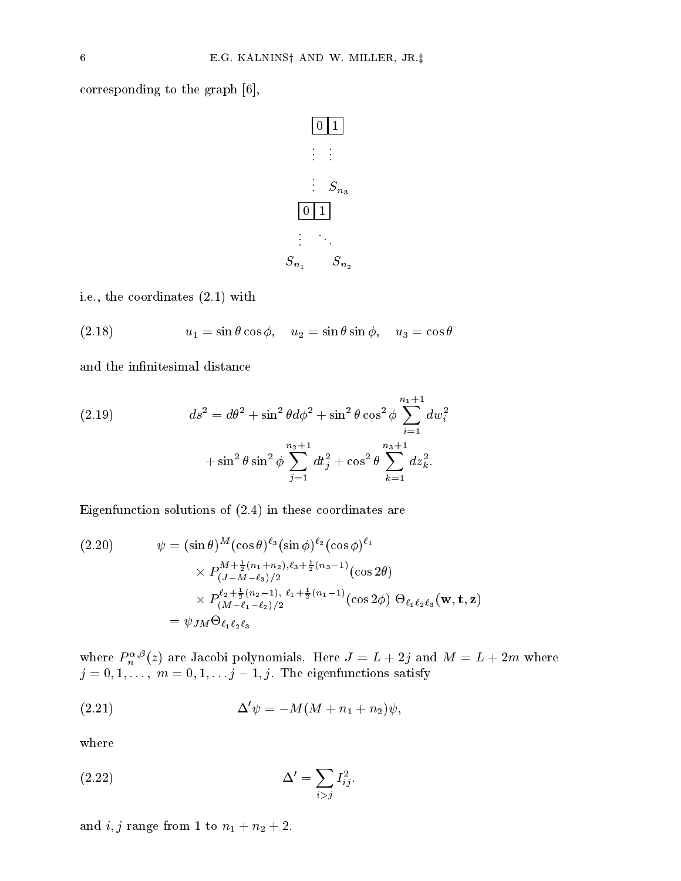corresponding to the graph [6],

$$
\begin{array}{ccc}
 & \boxed{0}\boxed{1} & \\
 & \vdots \quad \vdots & \\
 & \vdots \quad S_{n_3} & \\
\boxed{0}\boxed{1} & & \\
\vdots \quad \ddots & & \\
S_{n_1} \qquad S_{n_2} & &
\end{array}
$$

i.e., the coordinates (2.1) with

$$
u_1 = \sin\theta\cos\phi, \quad u_2 = \sin\theta\sin\phi, \quad u_3 = \cos\theta \tag{2.18}
$$

and the infinitesimal distance

$$
\begin{aligned}
ds^2 = d\theta^2 + \sin^2\theta d\phi^2 + \sin^2\theta\cos^2\phi \sum_{i=1}^{n_1+1} dw_i^2 \\
+ \sin^2\theta\sin^2\phi \sum_{j=1}^{n_2+1} dt_j^2 + \cos^2\theta \sum_{k=1}^{n_3+1} dz_k^2.
\end{aligned} \tag{2.19}
$$

Eigenfunction solutions of (2.4) in these coordinates are

$$
\begin{aligned}
\psi &= (\sin\theta)^M (\cos\theta)^{\ell_3} (\sin\phi)^{\ell_2} (\cos\phi)^{\ell_1} \\
&\quad \times P^{M+\frac{1}{2}(n_1+n_2),\ell_3+\frac{1}{2}(n_3-1)}_{(J-M-\ell_3)/2}(\cos 2\theta) \\
&\quad \times P^{\ell_2+\frac{1}{2}(n_2-1),\ \ell_1+\frac{1}{2}(n_1-1)}_{(M-\ell_1-\ell_2)/2}(\cos 2\phi)\ \Theta_{\ell_1\ell_2\ell_3}(\mathbf{w},\mathbf{t},\mathbf{z}) \\
&= \psi_{JM}\Theta_{\ell_1\ell_2\ell_3}
\end{aligned} \tag{2.20}
$$

where $P^{\alpha,\beta}_n(z)$ are Jacobi polynomials. Here $J = L + 2j$ and $M = L + 2m$ where $j = 0, 1, \ldots,\ m = 0, 1, \ldots j-1, j$. The eigenfunctions satisfy

$$
\Delta'\psi = -M(M + n_1 + n_2)\psi, \tag{2.21}
$$

where

$$
\Delta' = \sum_{i>j} I_{ij}^2. \tag{2.22}
$$

and $i, j$ range from 1 to $n_1 + n_2 + 2$.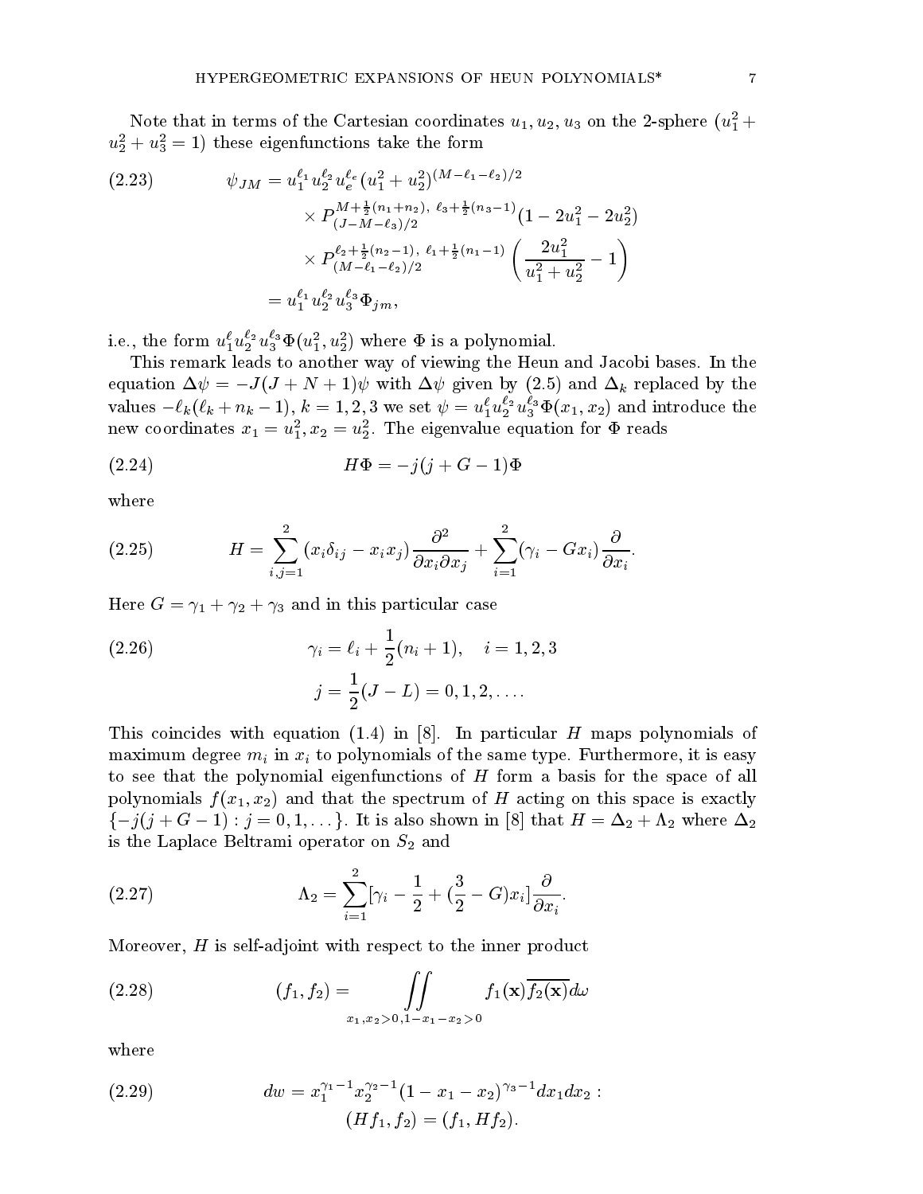Note that in terms of the Cartesian coordinates $u_1, u_2, u_3$ on the 2-sphere ($u_1^2 + u_2^2 + u_3^2 = 1$) these eigenfunctions take the form

$$
\begin{aligned}
\psi_{JM} &= u_1^{\ell_1} u_2^{\ell_2} u_e^{\ell_e} (u_1^2 + u_2^2)^{(M-\ell_1-\ell_2)/2} \\
&\quad \times P_{(J-M-\ell_3)/2}^{M+\frac{1}{2}(n_1+n_2),\ \ell_3+\frac{1}{2}(n_3-1)}(1 - 2u_1^2 - 2u_2^2) \\
&\quad \times P_{(M-\ell_1-\ell_2)/2}^{\ell_2+\frac{1}{2}(n_2-1),\ \ell_1+\frac{1}{2}(n_1-1)} \left( \frac{2u_1^2}{u_1^2 + u_2^2} - 1 \right) \\
&= u_1^{\ell_1} u_2^{\ell_2} u_3^{\ell_3} \Phi_{jm},
\end{aligned}
\tag{2.23}
$$

i.e., the form $u_1^{\ell} u_2^{\ell_2} u_3^{\ell_3} \Phi(u_1^2, u_2^2)$ where $\Phi$ is a polynomial.

This remark leads to another way of viewing the Heun and Jacobi bases. In the equation $\Delta\psi = -J(J + N + 1)\psi$ with $\Delta\psi$ given by (2.5) and $\Delta_k$ replaced by the values $-\ell_k(\ell_k + n_k - 1)$, $k = 1, 2, 3$ we set $\psi = u_1^{\ell} u_2^{\ell_2} u_3^{\ell_3} \Phi(x_1, x_2)$ and introduce the new coordinates $x_1 = u_1^2, x_2 = u_2^2$. The eigenvalue equation for $\Phi$ reads

$$
H\Phi = -j(j + G - 1)\Phi \tag{2.24}
$$

where

$$
H = \sum_{i,j=1}^{2} (x_i \delta_{ij} - x_i x_j) \frac{\partial^2}{\partial x_i \partial x_j} + \sum_{i=1}^{2} (\gamma_i - G x_i) \frac{\partial}{\partial x_i}. \tag{2.25}
$$

Here $G = \gamma_1 + \gamma_2 + \gamma_3$ and in this particular case

$$
\begin{aligned}
\gamma_i &= \ell_i + \frac{1}{2}(n_i + 1), \quad i = 1, 2, 3 \\
j &= \frac{1}{2}(J - L) = 0, 1, 2, \ldots.
\end{aligned}
\tag{2.26}
$$

This coincides with equation (1.4) in [8]. In particular $H$ maps polynomials of maximum degree $m_i$ in $x_i$ to polynomials of the same type. Furthermore, it is easy to see that the polynomial eigenfunctions of $H$ form a basis for the space of all polynomials $f(x_1, x_2)$ and that the spectrum of $H$ acting on this space is exactly $\{-j(j + G - 1) : j = 0, 1, \ldots\}$. It is also shown in [8] that $H = \Delta_2 + \Lambda_2$ where $\Delta_2$ is the Laplace Beltrami operator on $S_2$ and

$$
\Lambda_2 = \sum_{i=1}^{2} [\gamma_i - \frac{1}{2} + (\frac{3}{2} - G)x_i] \frac{\partial}{\partial x_i}. \tag{2.27}
$$

Moreover, $H$ is self-adjoint with respect to the inner product

$$
(f_1, f_2) = \iint\limits_{x_1, x_2 > 0, 1 - x_1 - x_2 > 0} f_1(\mathbf{x}) \overline{f_2(\mathbf{x})} d\omega \tag{2.28}
$$

where

$$
\begin{aligned}
dw &= x_1^{\gamma_1 - 1} x_2^{\gamma_2 - 1} (1 - x_1 - x_2)^{\gamma_3 - 1} dx_1 dx_2 : \\
&(Hf_1, f_2) = (f_1, Hf_2).
\end{aligned}
\tag{2.29}
$$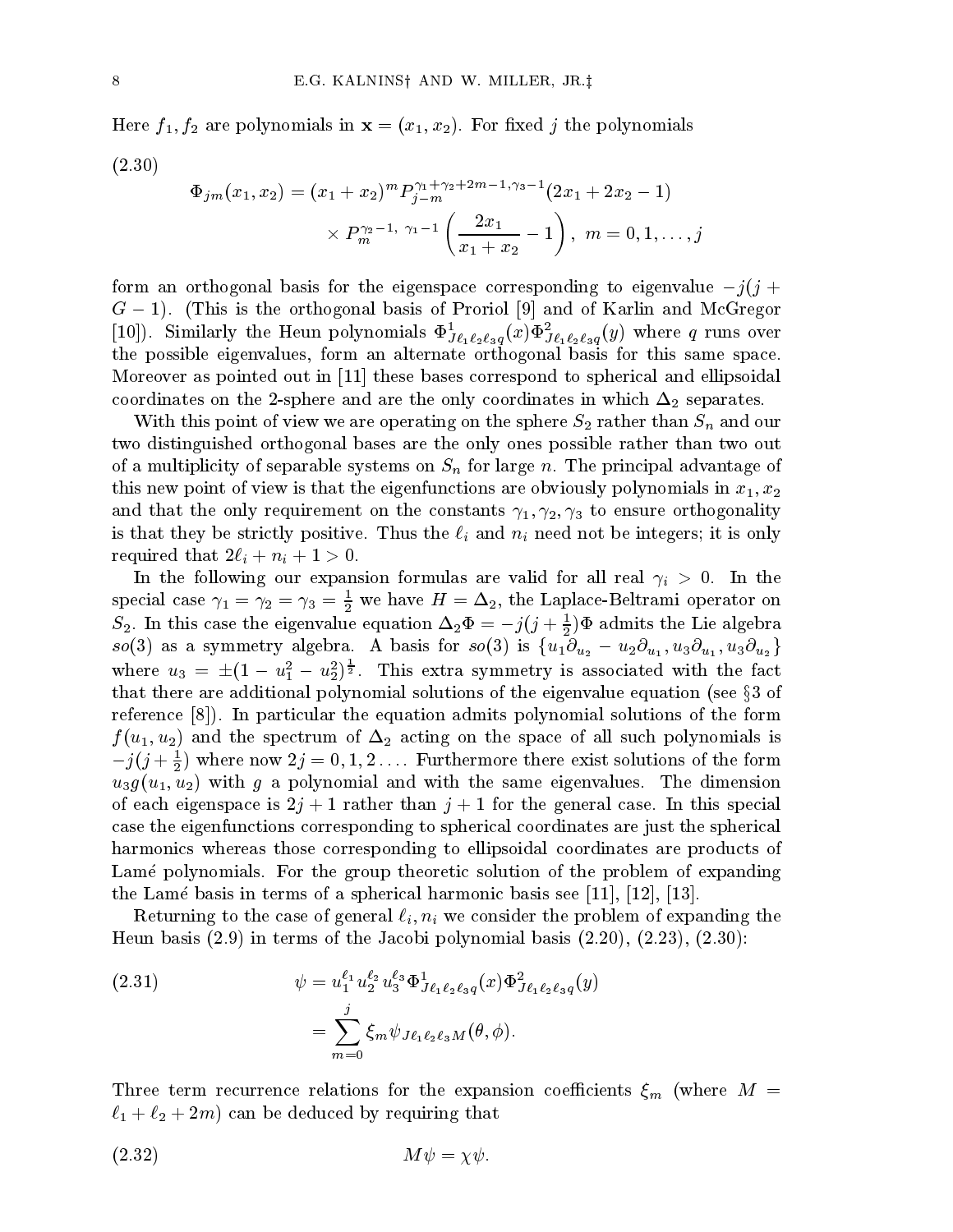Here $f_1, f_2$ are polynomials in $\mathbf{x} = (x_1, x_2)$. For fixed $j$ the polynomials

(2.30)
$$\Phi_{jm}(x_1,x_2) = (x_1+x_2)^m P_{j-m}^{\gamma_1+\gamma_2+2m-1,\gamma_3-1}(2x_1+2x_2-1) \times P_m^{\gamma_2-1,\ \gamma_1-1}\left(\frac{2x_1}{x_1+x_2}-1\right),\ m=0,1,\ldots,j$$

form an orthogonal basis for the eigenspace corresponding to eigenvalue $-j(j+G-1)$. (This is the orthogonal basis of Proriol [9] and of Karlin and McGregor [10]). Similarly the Heun polynomials $\Phi^1_{J\ell_1\ell_2\ell_3q}(x)\Phi^2_{J\ell_1\ell_2\ell_3q}(y)$ where $q$ runs over the possible eigenvalues, form an alternate orthogonal basis for this same space. Moreover as pointed out in [11] these bases correspond to spherical and ellipsoidal coordinates on the 2-sphere and are the only coordinates in which $\Delta_2$ separates.

With this point of view we are operating on the sphere $S_2$ rather than $S_n$ and our two distinguished orthogonal bases are the only ones possible rather than two out of a multiplicity of separable systems on $S_n$ for large $n$. The principal advantage of this new point of view is that the eigenfunctions are obviously polynomials in $x_1, x_2$ and that the only requirement on the constants $\gamma_1, \gamma_2, \gamma_3$ to ensure orthogonality is that they be strictly positive. Thus the $\ell_i$ and $n_i$ need not be integers; it is only required that $2\ell_i + n_i + 1 > 0$.

In the following our expansion formulas are valid for all real $\gamma_i > 0$. In the special case $\gamma_1 = \gamma_2 = \gamma_3 = \frac{1}{2}$ we have $H = \Delta_2$, the Laplace-Beltrami operator on $S_2$. In this case the eigenvalue equation $\Delta_2\Phi = -j(j+\frac{1}{2})\Phi$ admits the Lie algebra $so(3)$ as a symmetry algebra. A basis for $so(3)$ is $\{u_1\partial_{u_2} - u_2\partial_{u_1}, u_3\partial_{u_1}, u_3\partial_{u_2}\}$ where $u_3 = \pm(1-u_1^2-u_2^2)^{\frac{1}{2}}$. This extra symmetry is associated with the fact that there are additional polynomial solutions of the eigenvalue equation (see §3 of reference [8]). In particular the equation admits polynomial solutions of the form $f(u_1,u_2)$ and the spectrum of $\Delta_2$ acting on the space of all such polynomials is $-j(j+\frac{1}{2})$ where now $2j = 0,1,2\ldots$. Furthermore there exist solutions of the form $u_3 g(u_1,u_2)$ with $g$ a polynomial and with the same eigenvalues. The dimension of each eigenspace is $2j+1$ rather than $j+1$ for the general case. In this special case the eigenfunctions corresponding to spherical coordinates are just the spherical harmonics whereas those corresponding to ellipsoidal coordinates are products of Lamé polynomials. For the group theoretic solution of the problem of expanding the Lamé basis in terms of a spherical harmonic basis see [11], [12], [13].

Returning to the case of general $\ell_i, n_i$ we consider the problem of expanding the Heun basis (2.9) in terms of the Jacobi polynomial basis (2.20), (2.23), (2.30):

(2.31)
$$\psi = u_1^{\ell_1}u_2^{\ell_2}u_3^{\ell_3}\Phi^1_{J\ell_1\ell_2\ell_3q}(x)\Phi^2_{J\ell_1\ell_2\ell_3q}(y) = \sum_{m=0}^{j}\xi_m\psi_{J\ell_1\ell_2\ell_3M}(\theta,\phi).$$

Three term recurrence relations for the expansion coefficients $\xi_m$ (where $M = \ell_1+\ell_2+2m$) can be deduced by requiring that

(2.32)
$$M\psi = \chi\psi.$$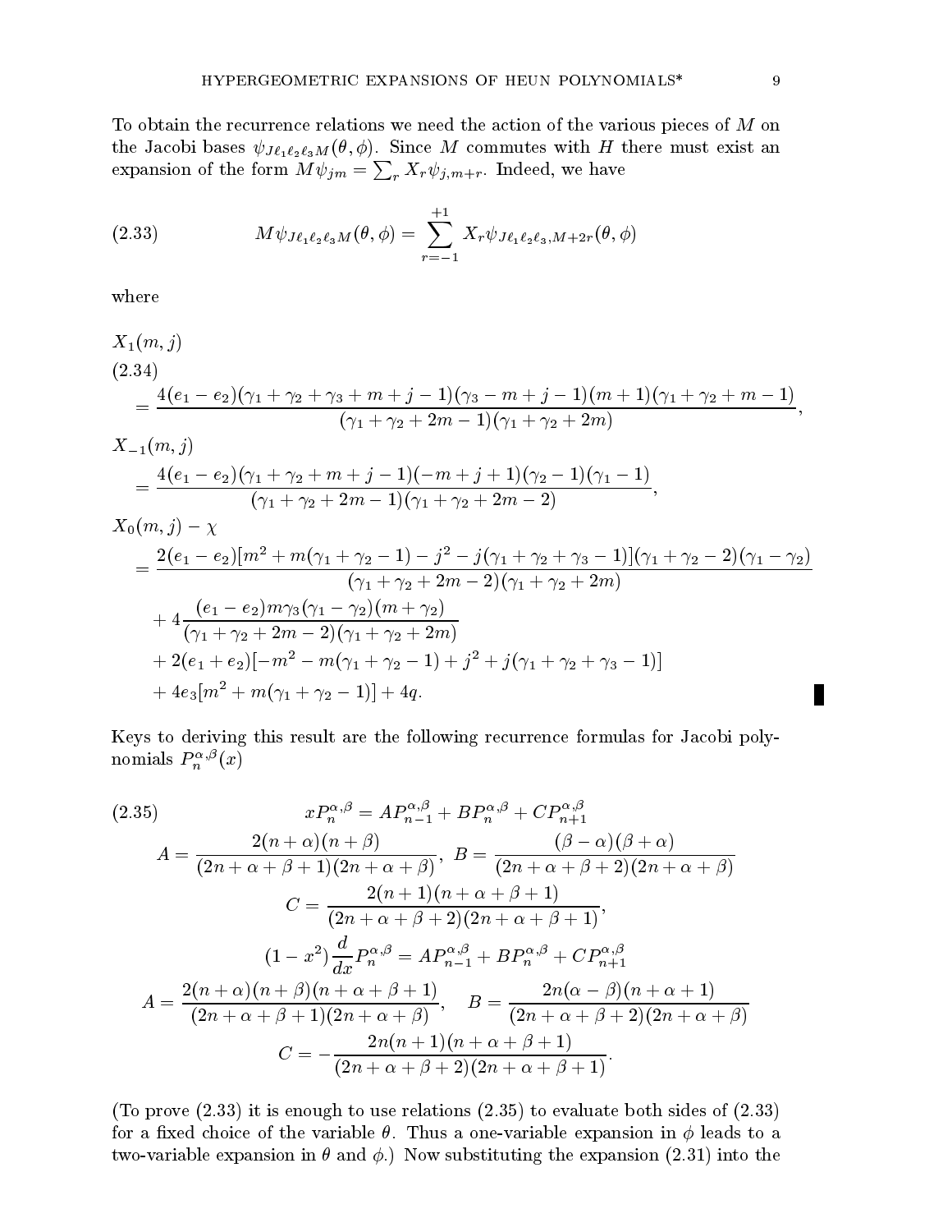To obtain the recurrence relations we need the action of the various pieces of $M$ on the Jacobi bases $\psi_{J\ell_1\ell_2\ell_3 M}(\theta,\phi)$. Since $M$ commutes with $H$ there must exist an expansion of the form $M\psi_{jm} = \sum_r X_r \psi_{j,m+r}$. Indeed, we have

$$M\psi_{J\ell_1\ell_2\ell_3 M}(\theta,\phi) = \sum_{r=-1}^{+1} X_r \psi_{J\ell_1\ell_2\ell_3, M+2r}(\theta,\phi) \tag{2.33}$$

where

$$
\begin{aligned}
&X_1(m,j) \\
&= \frac{4(e_1-e_2)(\gamma_1+\gamma_2+\gamma_3+m+j-1)(\gamma_3-m+j-1)(m+1)(\gamma_1+\gamma_2+m-1)}{(\gamma_1+\gamma_2+2m-1)(\gamma_1+\gamma_2+2m)}, \\
&X_{-1}(m,j) \\
&= \frac{4(e_1-e_2)(\gamma_1+\gamma_2+m+j-1)(-m+j+1)(\gamma_2-1)(\gamma_1-1)}{(\gamma_1+\gamma_2+2m-1)(\gamma_1+\gamma_2+2m-2)}, \\
&X_0(m,j)-\chi \\
&= \frac{2(e_1-e_2)[m^2+m(\gamma_1+\gamma_2-1)-j^2-j(\gamma_1+\gamma_2+\gamma_3-1)](\gamma_1+\gamma_2-2)(\gamma_1-\gamma_2)}{(\gamma_1+\gamma_2+2m-2)(\gamma_1+\gamma_2+2m)} \\
&\quad + 4\frac{(e_1-e_2)m\gamma_3(\gamma_1-\gamma_2)(m+\gamma_2)}{(\gamma_1+\gamma_2+2m-2)(\gamma_1+\gamma_2+2m)} \\
&\quad + 2(e_1+e_2)[-m^2-m(\gamma_1+\gamma_2-1)+j^2+j(\gamma_1+\gamma_2+\gamma_3-1)] \\
&\quad + 4e_3[m^2+m(\gamma_1+\gamma_2-1)]+4q.
\end{aligned}
\tag{2.34}
$$

■

Keys to deriving this result are the following recurrence formulas for Jacobi polynomials $P_n^{\alpha,\beta}(x)$

$$
\begin{gathered}
xP_n^{\alpha,\beta} = AP_{n-1}^{\alpha,\beta} + BP_n^{\alpha,\beta} + CP_{n+1}^{\alpha,\beta} \\
A = \frac{2(n+\alpha)(n+\beta)}{(2n+\alpha+\beta+1)(2n+\alpha+\beta)}, \quad B = \frac{(\beta-\alpha)(\beta+\alpha)}{(2n+\alpha+\beta+2)(2n+\alpha+\beta)} \\
C = \frac{2(n+1)(n+\alpha+\beta+1)}{(2n+\alpha+\beta+2)(2n+\alpha+\beta+1)}, \\
(1-x^2)\frac{d}{dx}P_n^{\alpha,\beta} = AP_{n-1}^{\alpha,\beta} + BP_n^{\alpha,\beta} + CP_{n+1}^{\alpha,\beta} \\
A = \frac{2(n+\alpha)(n+\beta)(n+\alpha+\beta+1)}{(2n+\alpha+\beta+1)(2n+\alpha+\beta)}, \quad B = \frac{2n(\alpha-\beta)(n+\alpha+1)}{(2n+\alpha+\beta+2)(2n+\alpha+\beta)} \\
C = -\frac{2n(n+1)(n+\alpha+\beta+1)}{(2n+\alpha+\beta+2)(2n+\alpha+\beta+1)}.
\end{gathered}
\tag{2.35}
$$

(To prove (2.33) it is enough to use relations (2.35) to evaluate both sides of (2.33) for a fixed choice of the variable $\theta$. Thus a one-variable expansion in $\phi$ leads to a two-variable expansion in $\theta$ and $\phi$.) Now substituting the expansion (2.31) into the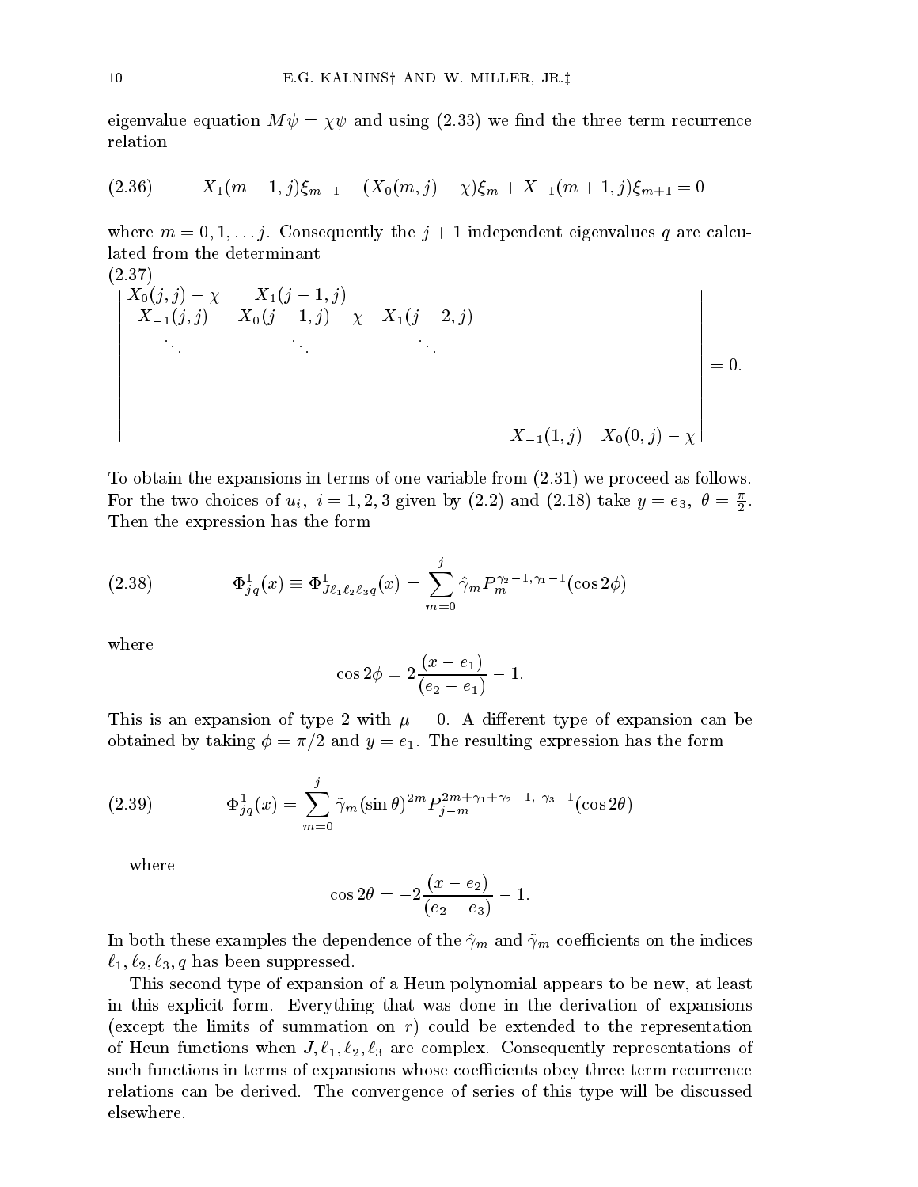eigenvalue equation $M\psi = \chi\psi$ and using (2.33) we find the three term recurrence relation

$$X_1(m-1,j)\xi_{m-1} + (X_0(m,j)-\chi)\xi_m + X_{-1}(m+1,j)\xi_{m+1} = 0 \tag{2.36}$$

where $m = 0, 1, \ldots j$. Consequently the $j+1$ independent eigenvalues $q$ are calculated from the determinant

(2.37)
$$\begin{vmatrix} X_0(j,j)-\chi & X_1(j-1,j) & & & \\ X_{-1}(j,j) & X_0(j-1,j)-\chi & X_1(j-2,j) & & \\ \ddots & \ddots & \ddots & & \\ & & & & \\ & & & X_{-1}(1,j) & X_0(0,j)-\chi \end{vmatrix} = 0.$$

To obtain the expansions in terms of one variable from (2.31) we proceed as follows. For the two choices of $u_i,\ i = 1,2,3$ given by (2.2) and (2.18) take $y = e_3,\ \theta = \frac{\pi}{2}$. Then the expression has the form

$$\Phi^1_{jq}(x) \equiv \Phi^1_{J\ell_1\ell_2\ell_3 q}(x) = \sum_{m=0}^{j} \hat{\gamma}_m P_m^{\gamma_2-1,\gamma_1-1}(\cos 2\phi) \tag{2.38}$$

where

$$\cos 2\phi = 2\frac{(x-e_1)}{(e_2-e_1)} - 1.$$

This is an expansion of type 2 with $\mu = 0$. A different type of expansion can be obtained by taking $\phi = \pi/2$ and $y = e_1$. The resulting expression has the form

$$\Phi^1_{jq}(x) = \sum_{m=0}^{j} \tilde{\gamma}_m (\sin\theta)^{2m} P_{j-m}^{2m+\gamma_1+\gamma_2-1,\ \gamma_3-1}(\cos 2\theta) \tag{2.39}$$

where

$$\cos 2\theta = -2\frac{(x-e_2)}{(e_2-e_3)} - 1.$$

In both these examples the dependence of the $\hat{\gamma}_m$ and $\tilde{\gamma}_m$ coefficients on the indices $\ell_1, \ell_2, \ell_3, q$ has been suppressed.

This second type of expansion of a Heun polynomial appears to be new, at least in this explicit form. Everything that was done in the derivation of expansions (except the limits of summation on $r$) could be extended to the representation of Heun functions when $J, \ell_1, \ell_2, \ell_3$ are complex. Consequently representations of such functions in terms of expansions whose coefficients obey three term recurrence relations can be derived. The convergence of series of this type will be discussed elsewhere.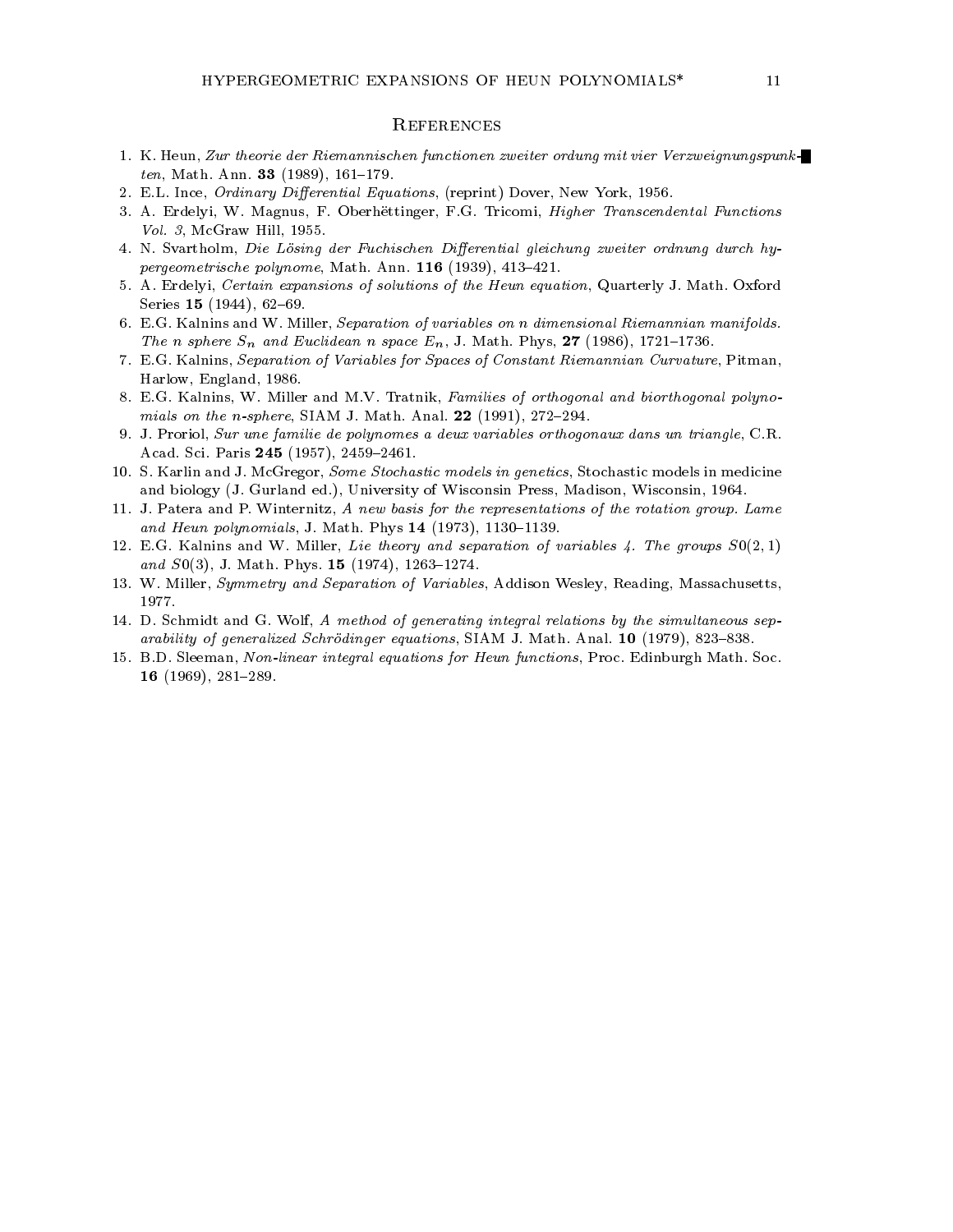## References

1. K. Heun, *Zur theorie der Riemannischen functionen zweiter ordung mit vier Verzweignungspunkten*, Math. Ann. **33** (1989), 161–179.
2. E.L. Ince, *Ordinary Differential Equations*, (reprint) Dover, New York, 1956.
3. A. Erdelyi, W. Magnus, F. Oberhëttinger, F.G. Tricomi, *Higher Transcendental Functions Vol. 3*, McGraw Hill, 1955.
4. N. Svartholm, *Die Lösing der Fuchischen Differential gleichung zweiter ordnung durch hypergeometrische polynome*, Math. Ann. **116** (1939), 413–421.
5. A. Erdelyi, *Certain expansions of solutions of the Heun equation*, Quarterly J. Math. Oxford Series **15** (1944), 62–69.
6. E.G. Kalnins and W. Miller, *Separation of variables on n dimensional Riemannian manifolds. The n sphere $S_n$ and Euclidean n space $E_n$*, J. Math. Phys, **27** (1986), 1721–1736.
7. E.G. Kalnins, *Separation of Variables for Spaces of Constant Riemannian Curvature*, Pitman, Harlow, England, 1986.
8. E.G. Kalnins, W. Miller and M.V. Tratnik, *Families of orthogonal and biorthogonal polynomials on the n-sphere*, SIAM J. Math. Anal. **22** (1991), 272–294.
9. J. Proriol, *Sur une familie de polynomes a deux variables orthogonaux dans un triangle*, C.R. Acad. Sci. Paris **245** (1957), 2459–2461.
10. S. Karlin and J. McGregor, *Some Stochastic models in genetics*, Stochastic models in medicine and biology (J. Gurland ed.), University of Wisconsin Press, Madison, Wisconsin, 1964.
11. J. Patera and P. Winternitz, *A new basis for the representations of the rotation group. Lame and Heun polynomials*, J. Math. Phys **14** (1973), 1130–1139.
12. E.G. Kalnins and W. Miller, *Lie theory and separation of variables 4. The groups $S0(2,1)$ and $S0(3)$*, J. Math. Phys. **15** (1974), 1263–1274.
13. W. Miller, *Symmetry and Separation of Variables*, Addison Wesley, Reading, Massachusetts, 1977.
14. D. Schmidt and G. Wolf, *A method of generating integral relations by the simultaneous separability of generalized Schrödinger equations*, SIAM J. Math. Anal. **10** (1979), 823–838.
15. B.D. Sleeman, *Non-linear integral equations for Heun functions*, Proc. Edinburgh Math. Soc. **16** (1969), 281–289.